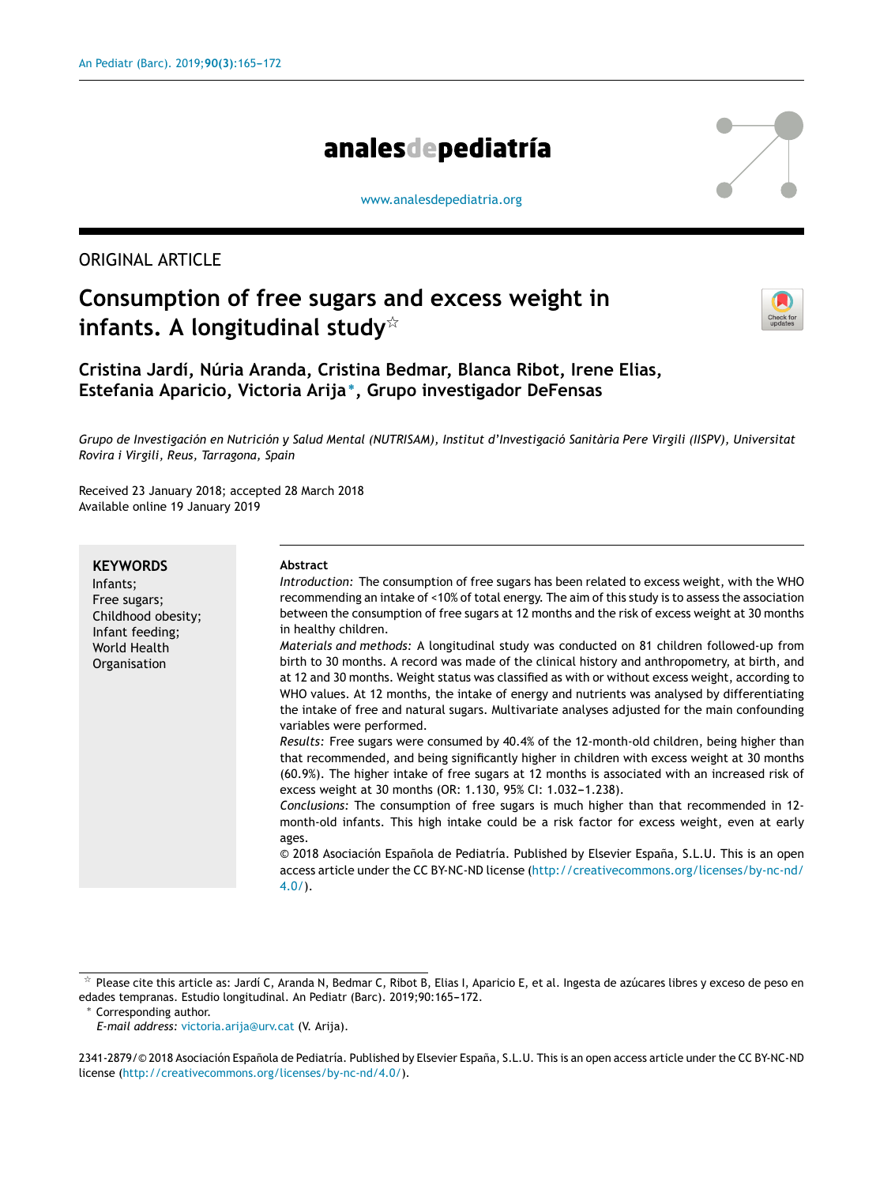ORIGINAL ARTICLE

# Consumption of free sugars and excess weight in infants. A longitudinal study☆

**Cristina Jardí, Núria Aranda, Cristina Bedmar, Blanca Ribot, Irene Elias, Estefania Aparicio, Victoria Arija*, Grupo investigador DeFensas**

*Grupo de Investigación en Nutrición y Salud Mental (NUTRISAM), Institut d'Investigació Sanitària Pere Virgili (IISPV), Universitat Rovira i Virgili, Reus, Tarragona, Spain*

Received 23 January 2018; accepted 28 March 2018
Available online 19 January 2019

**KEYWORDS**
Infants;
Free sugars;
Childhood obesity;
Infant feeding;
World Health Organisation

**Abstract**

*Introduction:* The consumption of free sugars has been related to excess weight, with the WHO recommending an intake of <10% of total energy. The aim of this study is to assess the association between the consumption of free sugars at 12 months and the risk of excess weight at 30 months in healthy children.

*Materials and methods:* A longitudinal study was conducted on 81 children followed-up from birth to 30 months. A record was made of the clinical history and anthropometry, at birth, and at 12 and 30 months. Weight status was classified as with or without excess weight, according to WHO values. At 12 months, the intake of energy and nutrients was analysed by differentiating the intake of free and natural sugars. Multivariate analyses adjusted for the main confounding variables were performed.

*Results:* Free sugars were consumed by 40.4% of the 12-month-old children, being higher than that recommended, and being significantly higher in children with excess weight at 30 months (60.9%). The higher intake of free sugars at 12 months is associated with an increased risk of excess weight at 30 months (OR: 1.130, 95% CI: 1.032–1.238).

*Conclusions:* The consumption of free sugars is much higher than that recommended in 12-month-old infants. This high intake could be a risk factor for excess weight, even at early ages.

© 2018 Asociación Española de Pediatría. Published by Elsevier España, S.L.U. This is an open access article under the CC BY-NC-ND license (http://creativecommons.org/licenses/by-nc-nd/4.0/).

☆ Please cite this article as: Jardí C, Aranda N, Bedmar C, Ribot B, Elias I, Aparicio E, et al. Ingesta de azúcares libres y exceso de peso en edades tempranas. Estudio longitudinal. An Pediatr (Barc). 2019;90:165–172.

* Corresponding author.
*E-mail address:* victoria.arija@urv.cat (V. Arija).

2341-2879/© 2018 Asociación Española de Pediatría. Published by Elsevier España, S.L.U. This is an open access article under the CC BY-NC-ND license (http://creativecommons.org/licenses/by-nc-nd/4.0/).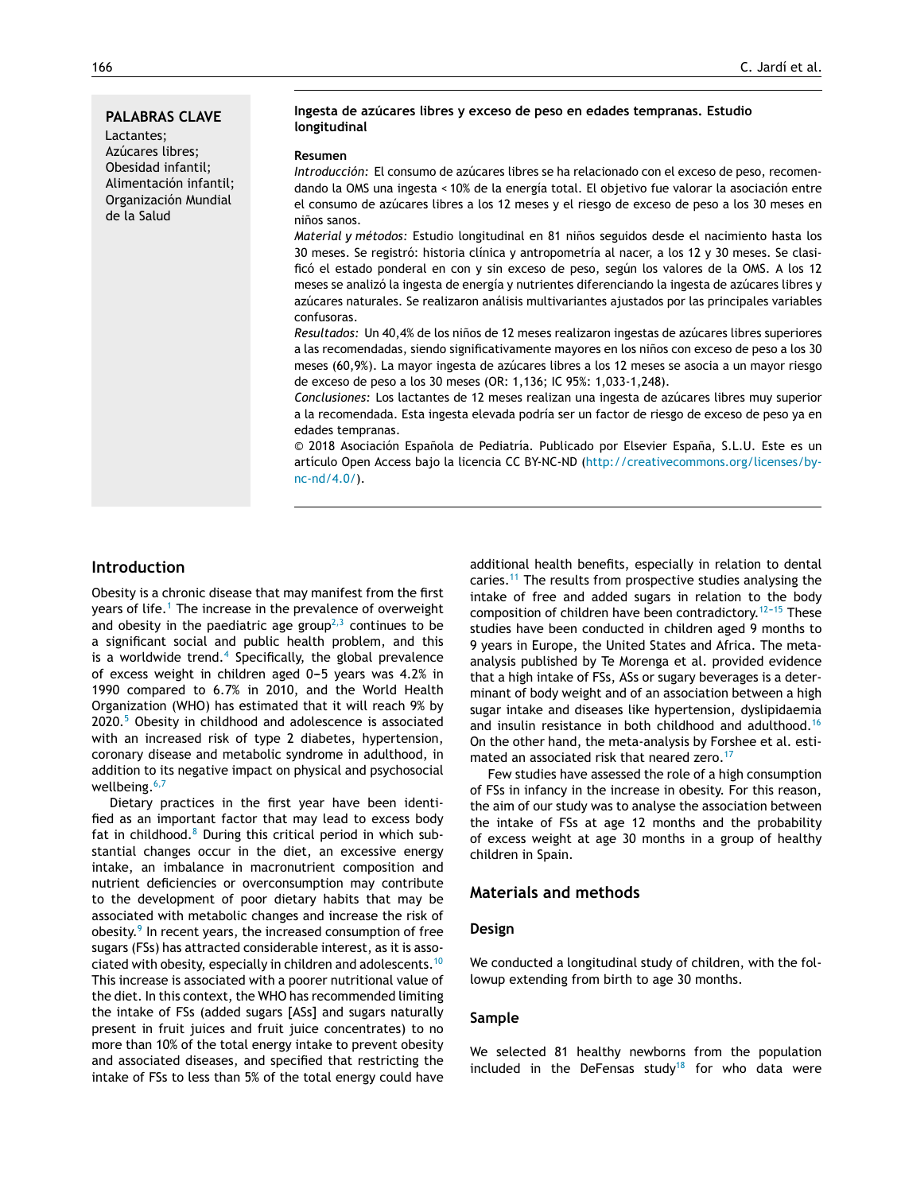**PALABRAS CLAVE**
Lactantes;
Azúcares libres;
Obesidad infantil;
Alimentación infantil;
Organización Mundial de la Salud

**Ingesta de azúcares libres y exceso de peso en edades tempranas. Estudio longitudinal**

**Resumen**

*Introducción:* El consumo de azúcares libres se ha relacionado con el exceso de peso, recomendando la OMS una ingesta < 10% de la energía total. El objetivo fue valorar la asociación entre el consumo de azúcares libres a los 12 meses y el riesgo de exceso de peso a los 30 meses en niños sanos.

*Material y métodos:* Estudio longitudinal en 81 niños seguidos desde el nacimiento hasta los 30 meses. Se registró: historia clínica y antropometría al nacer, a los 12 y 30 meses. Se clasificó el estado ponderal en con y sin exceso de peso, según los valores de la OMS. A los 12 meses se analizó la ingesta de energía y nutrientes diferenciando la ingesta de azúcares libres y azúcares naturales. Se realizaron análisis multivariantes ajustados por las principales variables confusoras.

*Resultados:* Un 40,4% de los niños de 12 meses realizaron ingestas de azúcares libres superiores a las recomendadas, siendo significativamente mayores en los niños con exceso de peso a los 30 meses (60,9%). La mayor ingesta de azúcares libres a los 12 meses se asocia a un mayor riesgo de exceso de peso a los 30 meses (OR: 1,136; IC 95%: 1,033-1,248).

*Conclusiones:* Los lactantes de 12 meses realizan una ingesta de azúcares libres muy superior a la recomendada. Esta ingesta elevada podría ser un factor de riesgo de exceso de peso ya en edades tempranas.

© 2018 Asociación Española de Pediatría. Publicado por Elsevier España, S.L.U. Este es un artículo Open Access bajo la licencia CC BY-NC-ND (http://creativecommons.org/licenses/by-nc-nd/4.0/).

## Introduction

Obesity is a chronic disease that may manifest from the first years of life.[1] The increase in the prevalence of overweight and obesity in the paediatric age group[2,3] continues to be a significant social and public health problem, and this is a worldwide trend.[4] Specifically, the global prevalence of excess weight in children aged 0–5 years was 4.2% in 1990 compared to 6.7% in 2010, and the World Health Organization (WHO) has estimated that it will reach 9% by 2020.[5] Obesity in childhood and adolescence is associated with an increased risk of type 2 diabetes, hypertension, coronary disease and metabolic syndrome in adulthood, in addition to its negative impact on physical and psychosocial wellbeing.[6,7]

Dietary practices in the first year have been identified as an important factor that may lead to excess body fat in childhood.[8] During this critical period in which substantial changes occur in the diet, an excessive energy intake, an imbalance in macronutrient composition and nutrient deficiencies or overconsumption may contribute to the development of poor dietary habits that may be associated with metabolic changes and increase the risk of obesity.[9] In recent years, the increased consumption of free sugars (FSs) has attracted considerable interest, as it is associated with obesity, especially in children and adolescents.[10] This increase is associated with a poorer nutritional value of the diet. In this context, the WHO has recommended limiting the intake of FSs (added sugars [ASs] and sugars naturally present in fruit juices and fruit juice concentrates) to no more than 10% of the total energy intake to prevent obesity and associated diseases, and specified that restricting the intake of FSs to less than 5% of the total energy could have additional health benefits, especially in relation to dental caries.[11] The results from prospective studies analysing the intake of free and added sugars in relation to the body composition of children have been contradictory.[12–15] These studies have been conducted in children aged 9 months to 9 years in Europe, the United States and Africa. The meta-analysis published by Te Morenga et al. provided evidence that a high intake of FSs, ASs or sugary beverages is a determinant of body weight and of an association between a high sugar intake and diseases like hypertension, dyslipidaemia and insulin resistance in both childhood and adulthood.[16] On the other hand, the meta-analysis by Forshee et al. estimated an associated risk that neared zero.[17]

Few studies have assessed the role of a high consumption of FSs in infancy in the increase in obesity. For this reason, the aim of our study was to analyse the association between the intake of FSs at age 12 months and the probability of excess weight at age 30 months in a group of healthy children in Spain.

## Materials and methods

### Design

We conducted a longitudinal study of children, with the followup extending from birth to age 30 months.

### Sample

We selected 81 healthy newborns from the population included in the DeFensas study[18] for who data were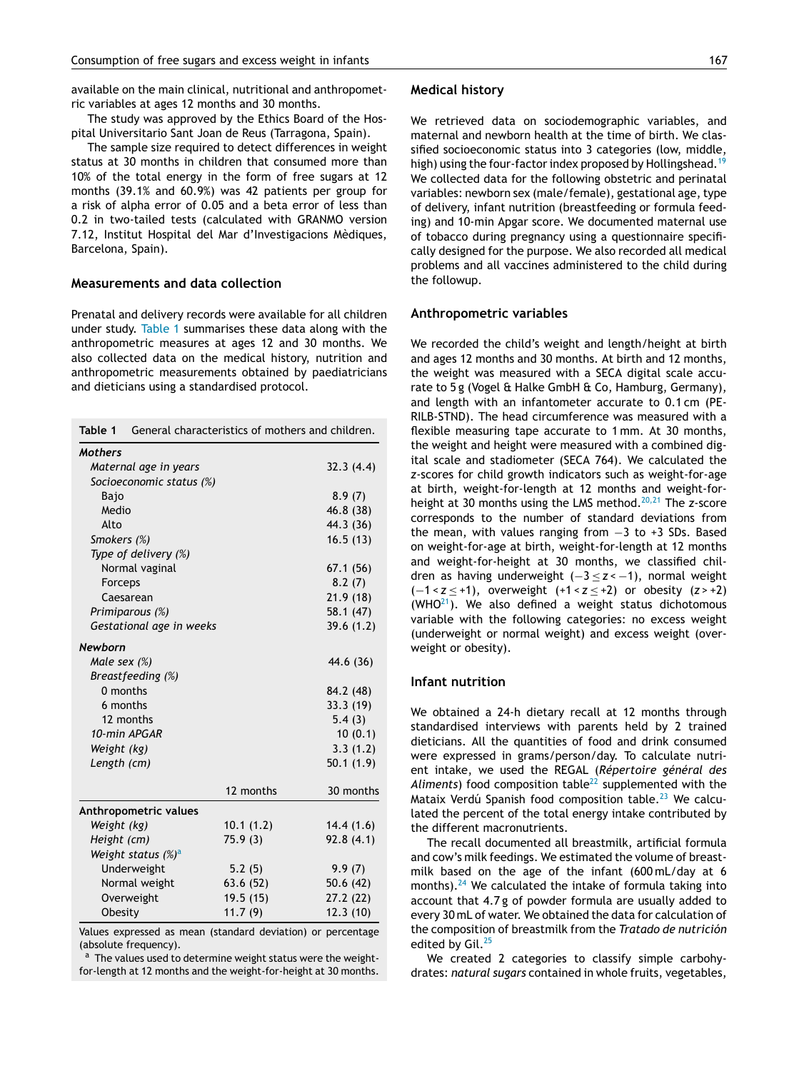available on the main clinical, nutritional and anthropometric variables at ages 12 months and 30 months.

The study was approved by the Ethics Board of the Hospital Universitario Sant Joan de Reus (Tarragona, Spain).

The sample size required to detect differences in weight status at 30 months in children that consumed more than 10% of the total energy in the form of free sugars at 12 months (39.1% and 60.9%) was 42 patients per group for a risk of alpha error of 0.05 and a beta error of less than 0.2 in two-tailed tests (calculated with GRANMO version 7.12, Institut Hospital del Mar d'Investigacions Mèdiques, Barcelona, Spain).

## Measurements and data collection

Prenatal and delivery records were available for all children under study. Table 1 summarises these data along with the anthropometric measures at ages 12 and 30 months. We also collected data on the medical history, nutrition and anthropometric measurements obtained by paediatricians and dieticians using a standardised protocol.

**Table 1** General characteristics of mothers and children.

| | | |
|---|---|---|
| ***Mothers*** | | |
| *Maternal age in years* | | 32.3 (4.4) |
| *Socioeconomic status (%)* | | |
| Bajo | | 8.9 (7) |
| Medio | | 46.8 (38) |
| Alto | | 44.3 (36) |
| *Smokers (%)* | | 16.5 (13) |
| *Type of delivery (%)* | | |
| Normal vaginal | | 67.1 (56) |
| Forceps | | 8.2 (7) |
| Caesarean | | 21.9 (18) |
| *Primiparous (%)* | | 58.1 (47) |
| *Gestational age in weeks* | | 39.6 (1.2) |
| ***Newborn*** | | |
| *Male sex (%)* | | 44.6 (36) |
| *Breastfeeding (%)* | | |
| 0 months | | 84.2 (48) |
| 6 months | | 33.3 (19) |
| 12 months | | 5.4 (3) |
| *10-min APGAR* | | 10 (0.1) |
| *Weight (kg)* | | 3.3 (1.2) |
| *Length (cm)* | | 50.1 (1.9) |
| | 12 months | 30 months |
| **Anthropometric values** | | |
| *Weight (kg)* | 10.1 (1.2) | 14.4 (1.6) |
| *Height (cm)* | 75.9 (3) | 92.8 (4.1) |
| *Weight status (%)*[a] | | |
| Underweight | 5.2 (5) | 9.9 (7) |
| Normal weight | 63.6 (52) | 50.6 (42) |
| Overweight | 19.5 (15) | 27.2 (22) |
| Obesity | 11.7 (9) | 12.3 (10) |

Values expressed as mean (standard deviation) or percentage (absolute frequency).

[a] The values used to determine weight status were the weight-for-length at 12 months and the weight-for-height at 30 months.

## Medical history

We retrieved data on sociodemographic variables, and maternal and newborn health at the time of birth. We classified socioeconomic status into 3 categories (low, middle, high) using the four-factor index proposed by Hollingshead.[19] We collected data for the following obstetric and perinatal variables: newborn sex (male/female), gestational age, type of delivery, infant nutrition (breastfeeding or formula feeding) and 10-min Apgar score. We documented maternal use of tobacco during pregnancy using a questionnaire specifically designed for the purpose. We also recorded all medical problems and all vaccines administered to the child during the followup.

## Anthropometric variables

We recorded the child's weight and length/height at birth and ages 12 months and 30 months. At birth and 12 months, the weight was measured with a SECA digital scale accurate to 5 g (Vogel & Halke GmbH & Co, Hamburg, Germany), and length with an infantometer accurate to 0.1 cm (PE-RILB-STND). The head circumference was measured with a flexible measuring tape accurate to 1 mm. At 30 months, the weight and height were measured with a combined digital scale and stadiometer (SECA 764). We calculated the *z*-scores for child growth indicators such as weight-for-age at birth, weight-for-length at 12 months and weight-for-height at 30 months using the LMS method.[20,21] The *z*-score corresponds to the number of standard deviations from the mean, with values ranging from −3 to +3 SDs. Based on weight-for-age at birth, weight-for-length at 12 months and weight-for-height at 30 months, we classified children as having underweight ($-3 \leq z < -1$), normal weight ($-1 < z \leq +1$), overweight ($+1 < z \leq +2$) or obesity ($z > +2$) (WHO[21]). We also defined a weight status dichotomous variable with the following categories: no excess weight (underweight or normal weight) and excess weight (overweight or obesity).

## Infant nutrition

We obtained a 24-h dietary recall at 12 months through standardised interviews with parents held by 2 trained dieticians. All the quantities of food and drink consumed were expressed in grams/person/day. To calculate nutrient intake, we used the REGAL (*Répertoire général des Aliments*) food composition table[22] supplemented with the Mataix Verdú Spanish food composition table.[23] We calculated the percent of the total energy intake contributed by the different macronutrients.

The recall documented all breastmilk, artificial formula and cow's milk feedings. We estimated the volume of breastmilk based on the age of the infant (600 mL/day at 6 months).[24] We calculated the intake of formula taking into account that 4.7 g of powder formula are usually added to every 30 mL of water. We obtained the data for calculation of the composition of breastmilk from the *Tratado de nutrición* edited by Gil.[25]

We created 2 categories to classify simple carbohydrates: *natural sugars* contained in whole fruits, vegetables,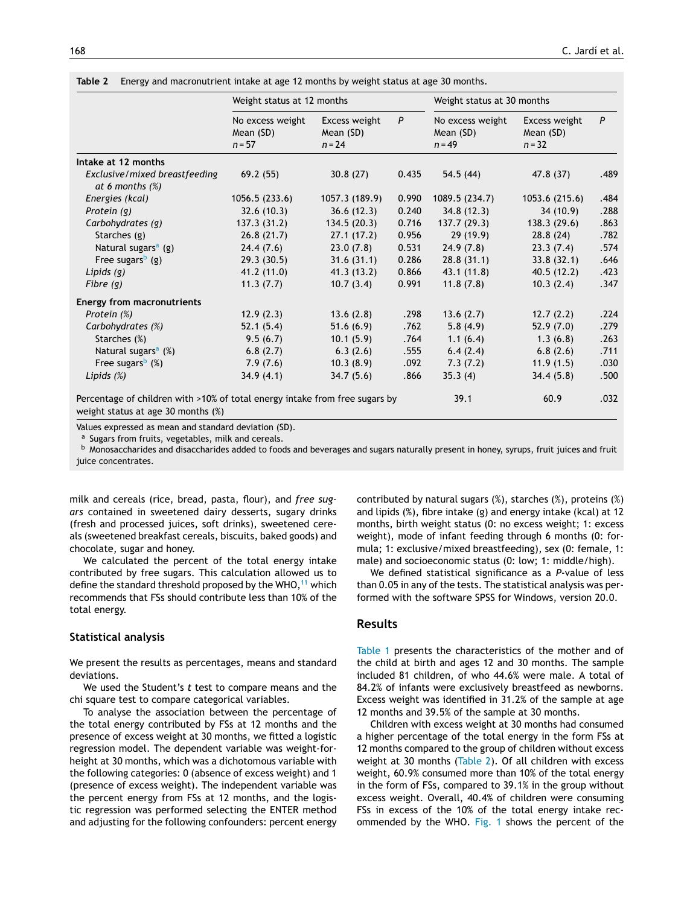**Table 2** Energy and macronutrient intake at age 12 months by weight status at age 30 months.

| | Weight status at 12 months | | | Weight status at 30 months | | |
|---|---|---|---|---|---|---|
| | No excess weight Mean (SD) $n = 57$ | Excess weight Mean (SD) $n = 24$ | $P$ | No excess weight Mean (SD) $n = 49$ | Excess weight Mean (SD) $n = 32$ | $P$ |
| **Intake at 12 months** | | | | | | |
| *Exclusive/mixed breastfeeding at 6 months (%)* | 69.2 (55) | 30.8 (27) | 0.435 | 54.5 (44) | 47.8 (37) | .489 |
| *Energies (kcal)* | 1056.5 (233.6) | 1057.3 (189.9) | 0.990 | 1089.5 (234.7) | 1053.6 (215.6) | .484 |
| *Protein (g)* | 32.6 (10.3) | 36.6 (12.3) | 0.240 | 34.8 (12.3) | 34 (10.9) | .288 |
| *Carbohydrates (g)* | 137.3 (31.2) | 134.5 (20.3) | 0.716 | 137.7 (29.3) | 138.3 (29.6) | .863 |
| Starches (g) | 26.8 (21.7) | 27.1 (17.2) | 0.956 | 29 (19.9) | 28.8 (24) | .782 |
| Natural sugars[a] (g) | 24.4 (7.6) | 23.0 (7.8) | 0.531 | 24.9 (7.8) | 23.3 (7.4) | .574 |
| Free sugars[b] (g) | 29.3 (30.5) | 31.6 (31.1) | 0.286 | 28.8 (31.1) | 33.8 (32.1) | .646 |
| *Lipids (g)* | 41.2 (11.0) | 41.3 (13.2) | 0.866 | 43.1 (11.8) | 40.5 (12.2) | .423 |
| *Fibre (g)* | 11.3 (7.7) | 10.7 (3.4) | 0.991 | 11.8 (7.8) | 10.3 (2.4) | .347 |
| **Energy from macronutrients** | | | | | | |
| *Protein (%)* | 12.9 (2.3) | 13.6 (2.8) | .298 | 13.6 (2.7) | 12.7 (2.2) | .224 |
| *Carbohydrates (%)* | 52.1 (5.4) | 51.6 (6.9) | .762 | 5.8 (4.9) | 52.9 (7.0) | .279 |
| Starches (%) | 9.5 (6.7) | 10.1 (5.9) | .764 | 1.1 (6.4) | 1.3 (6.8) | .263 |
| Natural sugars[a] (%) | 6.8 (2.7) | 6.3 (2.6) | .555 | 6.4 (2.4) | 6.8 (2.6) | .711 |
| Free sugars[b] (%) | 7.9 (7.6) | 10.3 (8.9) | .092 | 7.3 (7.2) | 11.9 (1.5) | .030 |
| *Lipids (%)* | 34.9 (4.1) | 34.7 (5.6) | .866 | 35.3 (4) | 34.4 (5.8) | .500 |
| Percentage of children with >10% of total energy intake from free sugars by weight status at age 30 months (%) | | | | 39.1 | 60.9 | .032 |

Values expressed as mean and standard deviation (SD).
[a] Sugars from fruits, vegetables, milk and cereals.
[b] Monosaccharides and disaccharides added to foods and beverages and sugars naturally present in honey, syrups, fruit juices and fruit juice concentrates.

milk and cereals (rice, bread, pasta, flour), and *free sugars* contained in sweetened dairy desserts, sugary drinks (fresh and processed juices, soft drinks), sweetened cereals (sweetened breakfast cereals, biscuits, baked goods) and chocolate, sugar and honey.

We calculated the percent of the total energy intake contributed by free sugars. This calculation allowed us to define the standard threshold proposed by the WHO,[11] which recommends that FSs should contribute less than 10% of the total energy.

### Statistical analysis

We present the results as percentages, means and standard deviations.

We used the Student's $t$ test to compare means and the chi square test to compare categorical variables.

To analyse the association between the percentage of the total energy contributed by FSs at 12 months and the presence of excess weight at 30 months, we fitted a logistic regression model. The dependent variable was weight-for-height at 30 months, which was a dichotomous variable with the following categories: 0 (absence of excess weight) and 1 (presence of excess weight). The independent variable was the percent energy from FSs at 12 months, and the logistic regression was performed selecting the ENTER method and adjusting for the following confounders: percent energy contributed by natural sugars (%), starches (%), proteins (%) and lipids (%), fibre intake (g) and energy intake (kcal) at 12 months, birth weight status (0: no excess weight; 1: excess weight), mode of infant feeding through 6 months (0: formula; 1: exclusive/mixed breastfeeding), sex (0: female, 1: male) and socioeconomic status (0: low; 1: middle/high).

We defined statistical significance as a $P$-value of less than 0.05 in any of the tests. The statistical analysis was performed with the software SPSS for Windows, version 20.0.

## Results

Table 1 presents the characteristics of the mother and of the child at birth and ages 12 and 30 months. The sample included 81 children, of who 44.6% were male. A total of 84.2% of infants were exclusively breastfeed as newborns. Excess weight was identified in 31.2% of the sample at age 12 months and 39.5% of the sample at 30 months.

Children with excess weight at 30 months had consumed a higher percentage of the total energy in the form FSs at 12 months compared to the group of children without excess weight at 30 months (Table 2). Of all children with excess weight, 60.9% consumed more than 10% of the total energy in the form of FSs, compared to 39.1% in the group without excess weight. Overall, 40.4% of children were consuming FSs in excess of the 10% of the total energy intake recommended by the WHO. Fig. 1 shows the percent of the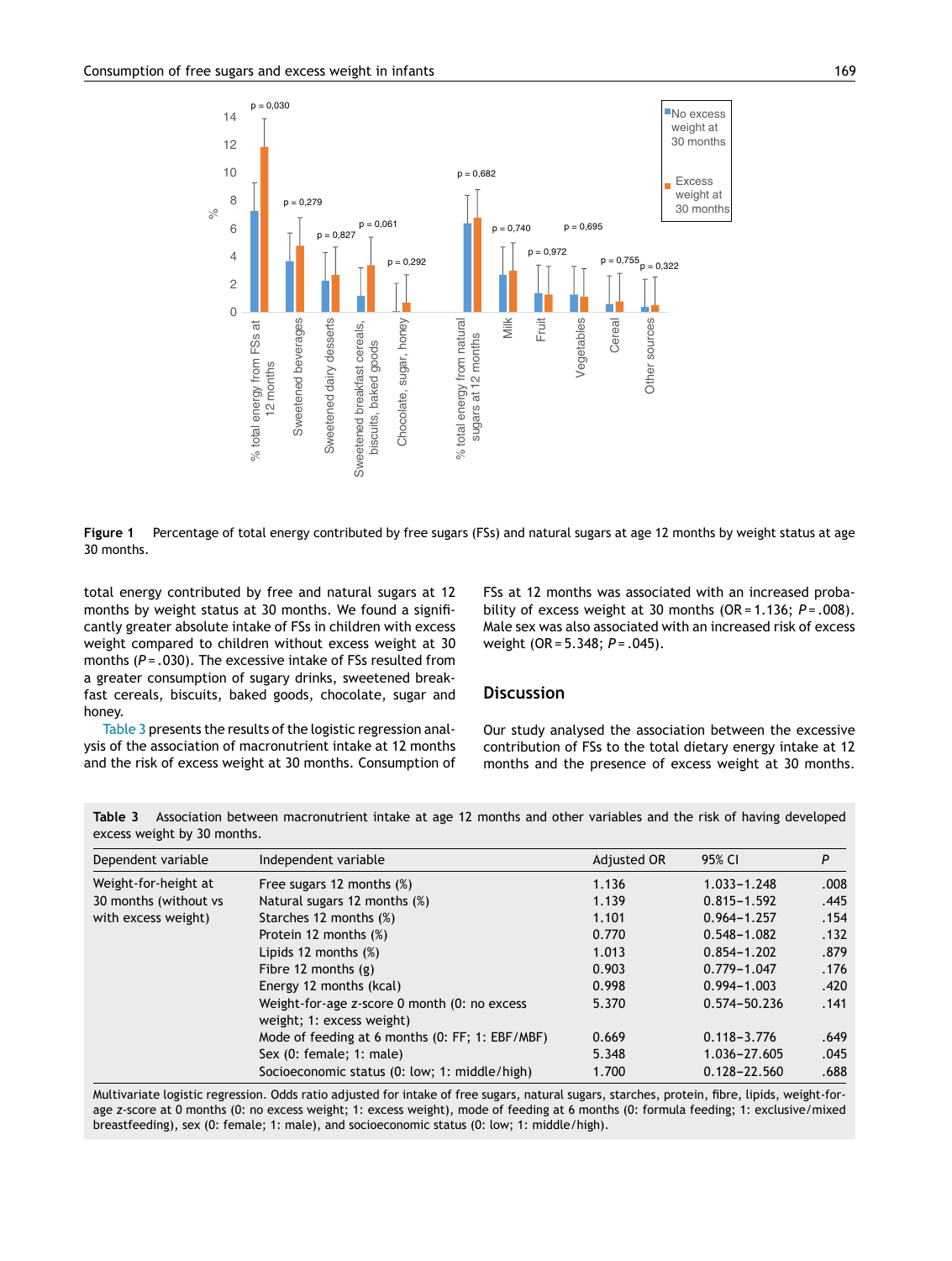Figure 1 Percentage of total energy contributed by free sugars (FSs) and natural sugars at age 12 months by weight status at age 30 months.

total energy contributed by free and natural sugars at 12 months by weight status at 30 months. We found a significantly greater absolute intake of FSs in children with excess weight compared to children without excess weight at 30 months ($P = .030$). The excessive intake of FSs resulted from a greater consumption of sugary drinks, sweetened breakfast cereals, biscuits, baked goods, chocolate, sugar and honey.

Table 3 presents the results of the logistic regression analysis of the association of macronutrient intake at 12 months and the risk of excess weight at 30 months. Consumption of FSs at 12 months was associated with an increased probability of excess weight at 30 months (OR = 1.136; $P = .008$). Male sex was also associated with an increased risk of excess weight (OR = 5.348; $P = .045$).

## Discussion

Our study analysed the association between the excessive contribution of FSs to the total dietary energy intake at 12 months and the presence of excess weight at 30 months.

**Table 3** Association between macronutrient intake at age 12 months and other variables and the risk of having developed excess weight by 30 months.

| Dependent variable | Independent variable | Adjusted OR | 95% CI | *P* |
|---|---|---|---|---|
| Weight-for-height at 30 months (without vs with excess weight) | Free sugars 12 months (%) | 1.136 | 1.033–1.248 | .008 |
| | Natural sugars 12 months (%) | 1.139 | 0.815–1.592 | .445 |
| | Starches 12 months (%) | 1.101 | 0.964–1.257 | .154 |
| | Protein 12 months (%) | 0.770 | 0.548–1.082 | .132 |
| | Lipids 12 months (%) | 1.013 | 0.854–1.202 | .879 |
| | Fibre 12 months (g) | 0.903 | 0.779–1.047 | .176 |
| | Energy 12 months (kcal) | 0.998 | 0.994–1.003 | .420 |
| | Weight-for-age z-score 0 month (0: no excess weight; 1: excess weight) | 5.370 | 0.574–50.236 | .141 |
| | Mode of feeding at 6 months (0: FF; 1: EBF/MBF) | 0.669 | 0.118–3.776 | .649 |
| | Sex (0: female; 1: male) | 5.348 | 1.036–27.605 | .045 |
| | Socioeconomic status (0: low; 1: middle/high) | 1.700 | 0.128–22.560 | .688 |

Multivariate logistic regression. Odds ratio adjusted for intake of free sugars, natural sugars, starches, protein, fibre, lipids, weight-for-age *z*-score at 0 months (0: no excess weight; 1: excess weight), mode of feeding at 6 months (0: formula feeding; 1: exclusive/mixed breastfeeding), sex (0: female; 1: male), and socioeconomic status (0: low; 1: middle/high).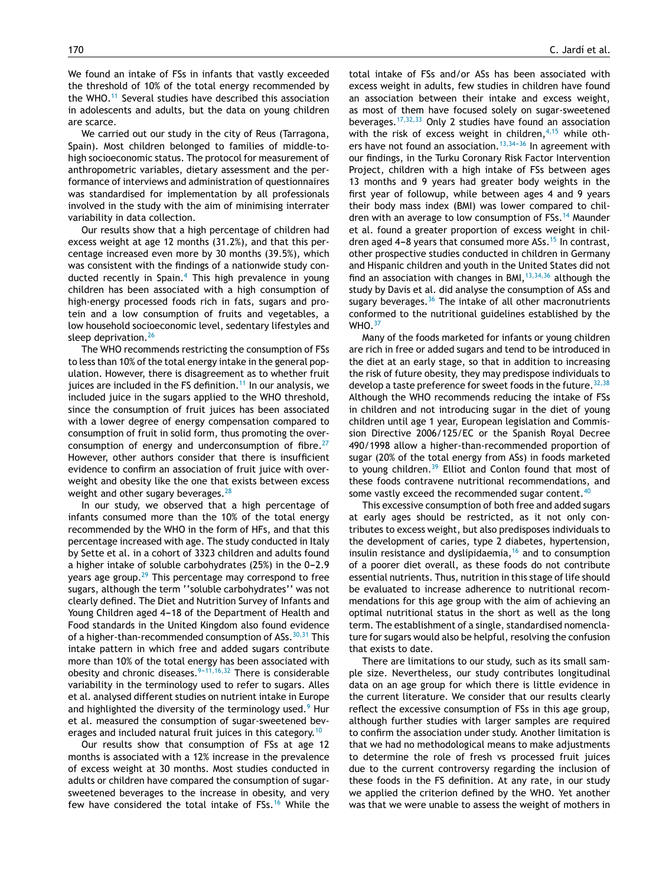We found an intake of FSs in infants that vastly exceeded the threshold of 10% of the total energy recommended by the WHO.[11] Several studies have described this association in adolescents and adults, but the data on young children are scarce.

We carried out our study in the city of Reus (Tarragona, Spain). Most children belonged to families of middle-to-high socioeconomic status. The protocol for measurement of anthropometric variables, dietary assessment and the performance of interviews and administration of questionnaires was standardised for implementation by all professionals involved in the study with the aim of minimising interrater variability in data collection.

Our results show that a high percentage of children had excess weight at age 12 months (31.2%), and that this percentage increased even more by 30 months (39.5%), which was consistent with the findings of a nationwide study conducted recently in Spain.[4] This high prevalence in young children has been associated with a high consumption of high-energy processed foods rich in fats, sugars and protein and a low consumption of fruits and vegetables, a low household socioeconomic level, sedentary lifestyles and sleep deprivation.[26]

The WHO recommends restricting the consumption of FSs to less than 10% of the total energy intake in the general population. However, there is disagreement as to whether fruit juices are included in the FS definition.[11] In our analysis, we included juice in the sugars applied to the WHO threshold, since the consumption of fruit juices has been associated with a lower degree of energy compensation compared to consumption of fruit in solid form, thus promoting the overconsumption of energy and underconsumption of fibre.[27] However, other authors consider that there is insufficient evidence to confirm an association of fruit juice with overweight and obesity like the one that exists between excess weight and other sugary beverages.[28]

In our study, we observed that a high percentage of infants consumed more than the 10% of the total energy recommended by the WHO in the form of HFs, and that this percentage increased with age. The study conducted in Italy by Sette et al. in a cohort of 3323 children and adults found a higher intake of soluble carbohydrates (25%) in the 0–2.9 years age group.[29] This percentage may correspond to free sugars, although the term ''soluble carbohydrates'' was not clearly defined. The Diet and Nutrition Survey of Infants and Young Children aged 4–18 of the Department of Health and Food standards in the United Kingdom also found evidence of a higher-than-recommended consumption of ASs.[30,31] This intake pattern in which free and added sugars contribute more than 10% of the total energy has been associated with obesity and chronic diseases.[9–11,16,32] There is considerable variability in the terminology used to refer to sugars. Alles et al. analysed different studies on nutrient intake in Europe and highlighted the diversity of the terminology used.[9] Hur et al. measured the consumption of sugar-sweetened beverages and included natural fruit juices in this category.[10]

Our results show that consumption of FSs at age 12 months is associated with a 12% increase in the prevalence of excess weight at 30 months. Most studies conducted in adults or children have compared the consumption of sugar-sweetened beverages to the increase in obesity, and very few have considered the total intake of FSs.[16] While the total intake of FSs and/or ASs has been associated with excess weight in adults, few studies in children have found an association between their intake and excess weight, as most of them have focused solely on sugar-sweetened beverages.[17,32,33] Only 2 studies have found an association with the risk of excess weight in children,[4,15] while others have not found an association.[13,34–36] In agreement with our findings, in the Turku Coronary Risk Factor Intervention Project, children with a high intake of FSs between ages 13 months and 9 years had greater body weights in the first year of followup, while between ages 4 and 9 years their body mass index (BMI) was lower compared to children with an average to low consumption of FSs.[14] Maunder et al. found a greater proportion of excess weight in children aged 4–8 years that consumed more ASs.[15] In contrast, other prospective studies conducted in children in Germany and Hispanic children and youth in the United States did not find an association with changes in BMI,[13,34,36] although the study by Davis et al. did analyse the consumption of ASs and sugary beverages.[36] The intake of all other macronutrients conformed to the nutritional guidelines established by the WHO.[37]

Many of the foods marketed for infants or young children are rich in free or added sugars and tend to be introduced in the diet at an early stage, so that in addition to increasing the risk of future obesity, they may predispose individuals to develop a taste preference for sweet foods in the future.[32,38] Although the WHO recommends reducing the intake of FSs in children and not introducing sugar in the diet of young children until age 1 year, European legislation and Commission Directive 2006/125/EC or the Spanish Royal Decree 490/1998 allow a higher-than-recommended proportion of sugar (20% of the total energy from ASs) in foods marketed to young children.[39] Elliot and Conlon found that most of these foods contravene nutritional recommendations, and some vastly exceed the recommended sugar content.[40]

This excessive consumption of both free and added sugars at early ages should be restricted, as it not only contributes to excess weight, but also predisposes individuals to the development of caries, type 2 diabetes, hypertension, insulin resistance and dyslipidaemia,[16] and to consumption of a poorer diet overall, as these foods do not contribute essential nutrients. Thus, nutrition in this stage of life should be evaluated to increase adherence to nutritional recommendations for this age group with the aim of achieving an optimal nutritional status in the short as well as the long term. The establishment of a single, standardised nomenclature for sugars would also be helpful, resolving the confusion that exists to date.

There are limitations to our study, such as its small sample size. Nevertheless, our study contributes longitudinal data on an age group for which there is little evidence in the current literature. We consider that our results clearly reflect the excessive consumption of FSs in this age group, although further studies with larger samples are required to confirm the association under study. Another limitation is that we had no methodological means to make adjustments to determine the role of fresh vs processed fruit juices due to the current controversy regarding the inclusion of these foods in the FS definition. At any rate, in our study we applied the criterion defined by the WHO. Yet another was that we were unable to assess the weight of mothers in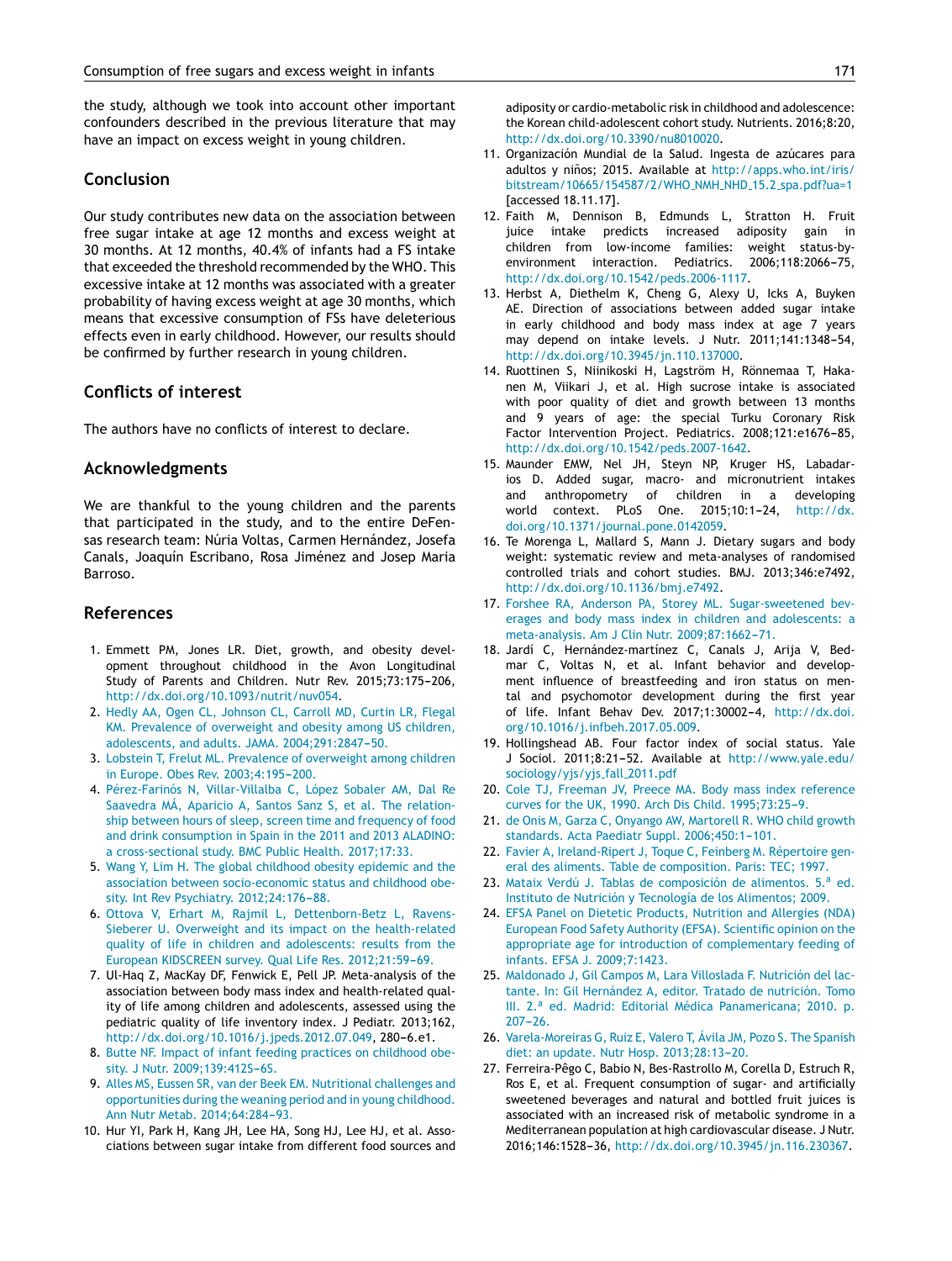the study, although we took into account other important confounders described in the previous literature that may have an impact on excess weight in young children.

## Conclusion

Our study contributes new data on the association between free sugar intake at age 12 months and excess weight at 30 months. At 12 months, 40.4% of infants had a FS intake that exceeded the threshold recommended by the WHO. This excessive intake at 12 months was associated with a greater probability of having excess weight at age 30 months, which means that excessive consumption of FSs have deleterious effects even in early childhood. However, our results should be confirmed by further research in young children.

## Conflicts of interest

The authors have no conflicts of interest to declare.

## Acknowledgments

We are thankful to the young children and the parents that participated in the study, and to the entire DeFensas research team: Núria Voltas, Carmen Hernández, Josefa Canals, Joaquín Escribano, Rosa Jiménez and Josep Maria Barroso.

## References

1. Emmett PM, Jones LR. Diet, growth, and obesity development throughout childhood in the Avon Longitudinal Study of Parents and Children. Nutr Rev. 2015;73:175–206, http://dx.doi.org/10.1093/nutrit/nuv054.
2. Hedly AA, Ogen CL, Johnson CL, Carroll MD, Curtin LR, Flegal KM. Prevalence of overweight and obesity among US children, adolescents, and adults. JAMA. 2004;291:2847–50.
3. Lobstein T, Frelut ML. Prevalence of overweight among children in Europe. Obes Rev. 2003;4:195–200.
4. Pérez-Farinós N, Villar-Villalba C, López Sobaler AM, Dal Re Saavedra MÁ, Aparicio A, Santos Sanz S, et al. The relationship between hours of sleep, screen time and frequency of food and drink consumption in Spain in the 2011 and 2013 ALADINO: a cross-sectional study. BMC Public Health. 2017;17:33.
5. Wang Y, Lim H. The global childhood obesity epidemic and the association between socio-economic status and childhood obesity. Int Rev Psychiatry. 2012;24:176–88.
6. Ottova V, Erhart M, Rajmil L, Dettenborn-Betz L, Ravens-Sieberer U. Overweight and its impact on the health-related quality of life in children and adolescents: results from the European KIDSCREEN survey. Qual Life Res. 2012;21:59–69.
7. Ul-Haq Z, MacKay DF, Fenwick E, Pell JP. Meta-analysis of the association between body mass index and health-related quality of life among children and adolescents, assessed using the pediatric quality of life inventory index. J Pediatr. 2013;162, http://dx.doi.org/10.1016/j.jpeds.2012.07.049, 280–6.e1.
8. Butte NF. Impact of infant feeding practices on childhood obesity. J Nutr. 2009;139:412S–6S.
9. Alles MS, Eussen SR, van der Beek EM. Nutritional challenges and opportunities during the weaning period and in young childhood. Ann Nutr Metab. 2014;64:284–93.
10. Hur YI, Park H, Kang JH, Lee HA, Song HJ, Lee HJ, et al. Associations between sugar intake from different food sources and adiposity or cardio-metabolic risk in childhood and adolescence: the Korean child-adolescent cohort study. Nutrients. 2016;8:20, http://dx.doi.org/10.3390/nu8010020.
11. Organización Mundial de la Salud. Ingesta de azúcares para adultos y niños; 2015. Available at http://apps.who.int/iris/bitstream/10665/154587/2/WHO_NMH_NHD_15.2_spa.pdf?ua=1 [accessed 18.11.17].
12. Faith M, Dennison B, Edmunds L, Stratton H. Fruit juice intake predicts increased adiposity gain in children from low-income families: weight status-by-environment interaction. Pediatrics. 2006;118:2066–75, http://dx.doi.org/10.1542/peds.2006-1117.
13. Herbst A, Diethelm K, Cheng G, Alexy U, Icks A, Buyken AE. Direction of associations between added sugar intake in early childhood and body mass index at age 7 years may depend on intake levels. J Nutr. 2011;141:1348–54, http://dx.doi.org/10.3945/jn.110.137000.
14. Ruottinen S, Niinikoski H, Lagström H, Rönnemaa T, Hakanen M, Viikari J, et al. High sucrose intake is associated with poor quality of diet and growth between 13 months and 9 years of age: the special Turku Coronary Risk Factor Intervention Project. Pediatrics. 2008;121:e1676–85, http://dx.doi.org/10.1542/peds.2007-1642.
15. Maunder EMW, Nel JH, Steyn NP, Kruger HS, Labadarios D. Added sugar, macro- and micronutrient intakes and anthropometry of children in a developing world context. PLoS One. 2015;10:1–24, http://dx.doi.org/10.1371/journal.pone.0142059.
16. Te Morenga L, Mallard S, Mann J. Dietary sugars and body weight: systematic review and meta-analyses of randomised controlled trials and cohort studies. BMJ. 2013;346:e7492, http://dx.doi.org/10.1136/bmj.e7492.
17. Forshee RA, Anderson PA, Storey ML. Sugar-sweetened beverages and body mass index in children and adolescents: a meta-analysis. Am J Clin Nutr. 2009;87:1662–71.
18. Jardí C, Hernández-martínez C, Canals J, Arija V, Bedmar C, Voltas N, et al. Infant behavior and development influence of breastfeeding and iron status on mental and psychomotor development during the first year of life. Infant Behav Dev. 2017;1:30002–4, http://dx.doi.org/10.1016/j.infbeh.2017.05.009.
19. Hollingshead AB. Four factor index of social status. Yale J Sociol. 2011;8:21–52. Available at http://www.yale.edu/sociology/yjs/yjs_fall_2011.pdf
20. Cole TJ, Freeman JV, Preece MA. Body mass index reference curves for the UK, 1990. Arch Dis Child. 1995;73:25–9.
21. de Onis M, Garza C, Onyango AW, Martorell R. WHO child growth standards. Acta Paediatr Suppl. 2006;450:1–101.
22. Favier A, Ireland-Ripert J, Toque C, Feinberg M. Répertoire general des aliments. Table de composition. Paris: TEC; 1997.
23. Mataix Verdú J. Tablas de composición de alimentos. 5.ª ed. Instituto de Nutrición y Tecnología de los Alimentos; 2009.
24. EFSA Panel on Dietetic Products, Nutrition and Allergies (NDA) European Food Safety Authority (EFSA). Scientific opinion on the appropriate age for introduction of complementary feeding of infants. EFSA J. 2009;7:1423.
25. Maldonado J, Gil Campos M, Lara Villoslada F. Nutrición del lactante. In: Gil Hernández A, editor. Tratado de nutrición. Tomo III. 2.ª ed. Madrid: Editorial Médica Panamericana; 2010. p. 207–26.
26. Varela-Moreiras G, Ruiz E, Valero T, Ávila JM, Pozo S. The Spanish diet: an update. Nutr Hosp. 2013;28:13–20.
27. Ferreira-Pêgo C, Babio N, Bes-Rastrollo M, Corella D, Estruch R, Ros E, et al. Frequent consumption of sugar- and artificially sweetened beverages and natural and bottled fruit juices is associated with an increased risk of metabolic syndrome in a Mediterranean population at high cardiovascular disease. J Nutr. 2016;146:1528–36, http://dx.doi.org/10.3945/jn.116.230367.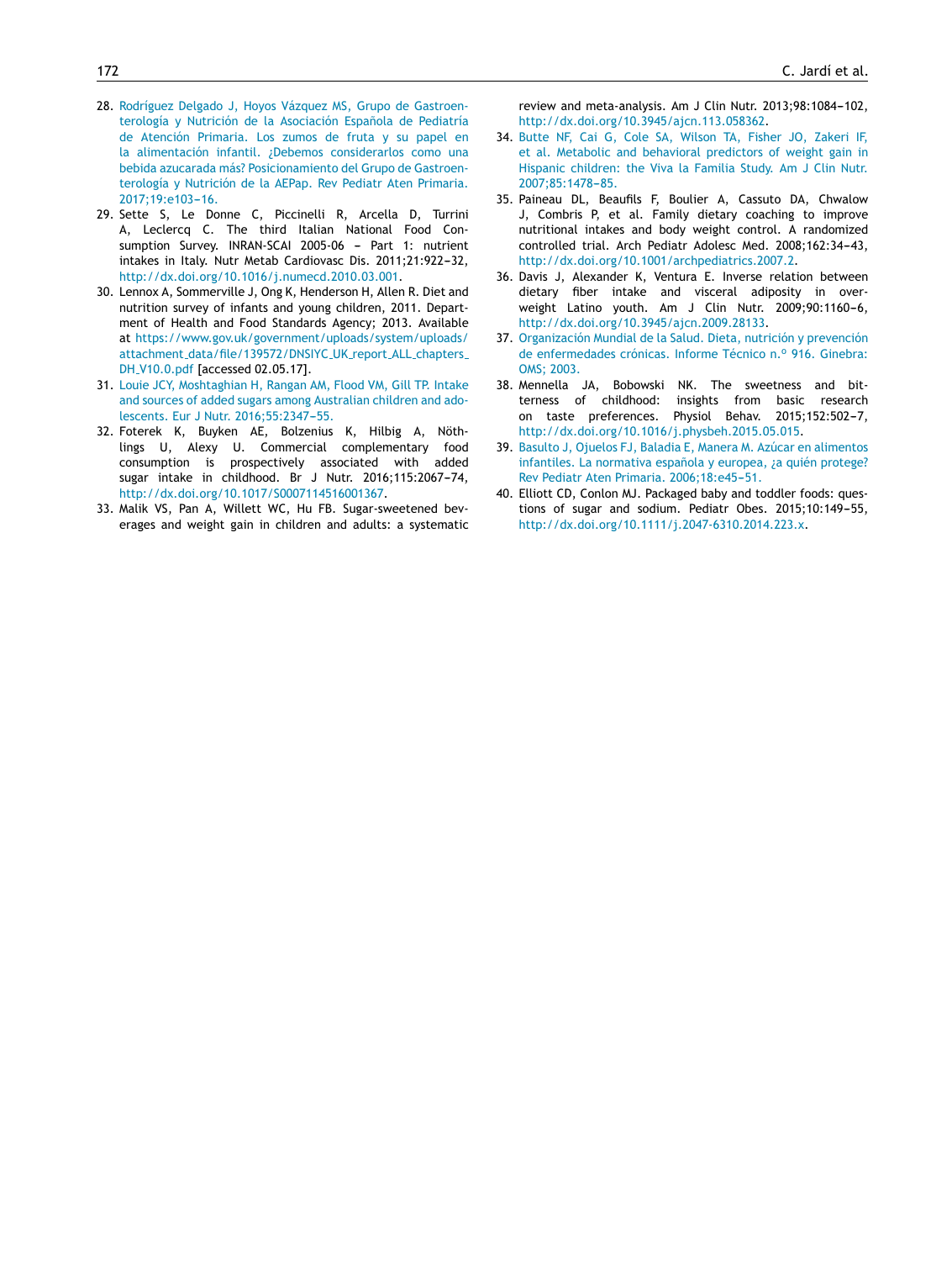28. Rodríguez Delgado J, Hoyos Vázquez MS, Grupo de Gastroenterología y Nutrición de la Asociación Española de Pediatría de Atención Primaria. Los zumos de fruta y su papel en la alimentación infantil. ¿Debemos considerarlos como una bebida azucarada más? Posicionamiento del Grupo de Gastroenterología y Nutrición de la AEPap. Rev Pediatr Aten Primaria. 2017;19:e103–16.
29. Sette S, Le Donne C, Piccinelli R, Arcella D, Turrini A, Leclercq C. The third Italian National Food Consumption Survey. INRAN-SCAI 2005-06 – Part 1: nutrient intakes in Italy. Nutr Metab Cardiovasc Dis. 2011;21:922–32, http://dx.doi.org/10.1016/j.numecd.2010.03.001.
30. Lennox A, Sommerville J, Ong K, Henderson H, Allen R. Diet and nutrition survey of infants and young children, 2011. Department of Health and Food Standards Agency; 2013. Available at https://www.gov.uk/government/uploads/system/uploads/attachment_data/file/139572/DNSIYC_UK_report_ALL_chapters_DH_V10.0.pdf [accessed 02.05.17].
31. Louie JCY, Moshtaghian H, Rangan AM, Flood VM, Gill TP. Intake and sources of added sugars among Australian children and adolescents. Eur J Nutr. 2016;55:2347–55.
32. Foterek K, Buyken AE, Bolzenius K, Hilbig A, Nöthlings U, Alexy U. Commercial complementary food consumption is prospectively associated with added sugar intake in childhood. Br J Nutr. 2016;115:2067–74, http://dx.doi.org/10.1017/S0007114516001367.
33. Malik VS, Pan A, Willett WC, Hu FB. Sugar-sweetened beverages and weight gain in children and adults: a systematic review and meta-analysis. Am J Clin Nutr. 2013;98:1084–102, http://dx.doi.org/10.3945/ajcn.113.058362.
34. Butte NF, Cai G, Cole SA, Wilson TA, Fisher JO, Zakeri IF, et al. Metabolic and behavioral predictors of weight gain in Hispanic children: the Viva la Familia Study. Am J Clin Nutr. 2007;85:1478–85.
35. Paineau DL, Beaufils F, Boulier A, Cassuto DA, Chwalow J, Combris P, et al. Family dietary coaching to improve nutritional intakes and body weight control. A randomized controlled trial. Arch Pediatr Adolesc Med. 2008;162:34–43, http://dx.doi.org/10.1001/archpediatrics.2007.2.
36. Davis J, Alexander K, Ventura E. Inverse relation between dietary fiber intake and visceral adiposity in overweight Latino youth. Am J Clin Nutr. 2009;90:1160–6, http://dx.doi.org/10.3945/ajcn.2009.28133.
37. Organización Mundial de la Salud. Dieta, nutrición y prevención de enfermedades crónicas. Informe Técnico n.º 916. Ginebra: OMS; 2003.
38. Mennella JA, Bobowski NK. The sweetness and bitterness of childhood: insights from basic research on taste preferences. Physiol Behav. 2015;152:502–7, http://dx.doi.org/10.1016/j.physbeh.2015.05.015.
39. Basulto J, Ojuelos FJ, Baladia E, Manera M. Azúcar en alimentos infantiles. La normativa española y europea, ¿a quién protege? Rev Pediatr Aten Primaria. 2006;18:e45–51.
40. Elliott CD, Conlon MJ. Packaged baby and toddler foods: questions of sugar and sodium. Pediatr Obes. 2015;10:149–55, http://dx.doi.org/10.1111/j.2047-6310.2014.223.x.